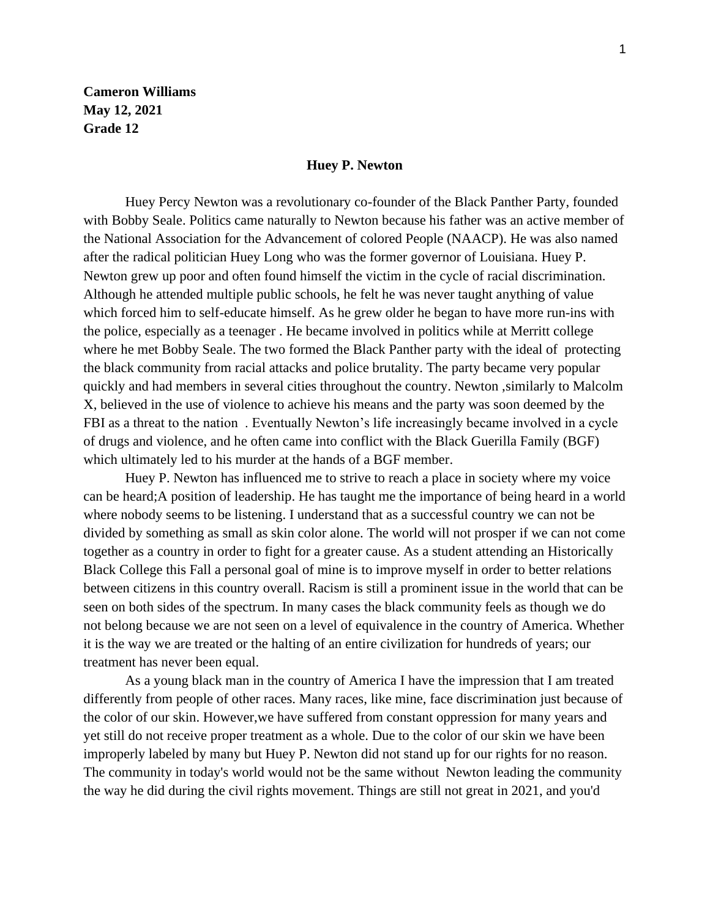**Cameron Williams**
**May 12, 2021**
**Grade 12**

# Huey P. Newton

Huey Percy Newton was a revolutionary co-founder of the Black Panther Party, founded with Bobby Seale. Politics came naturally to Newton because his father was an active member of the National Association for the Advancement of colored People (NAACP). He was also named after the radical politician Huey Long who was the former governor of Louisiana. Huey P. Newton grew up poor and often found himself the victim in the cycle of racial discrimination. Although he attended multiple public schools, he felt he was never taught anything of value which forced him to self-educate himself. As he grew older he began to have more run-ins with the police, especially as a teenager . He became involved in politics while at Merritt college where he met Bobby Seale. The two formed the Black Panther party with the ideal of protecting the black community from racial attacks and police brutality. The party became very popular quickly and had members in several cities throughout the country. Newton ,similarly to Malcolm X, believed in the use of violence to achieve his means and the party was soon deemed by the FBI as a threat to the nation . Eventually Newton's life increasingly became involved in a cycle of drugs and violence, and he often came into conflict with the Black Guerilla Family (BGF) which ultimately led to his murder at the hands of a BGF member.

Huey P. Newton has influenced me to strive to reach a place in society where my voice can be heard;A position of leadership. He has taught me the importance of being heard in a world where nobody seems to be listening. I understand that as a successful country we can not be divided by something as small as skin color alone. The world will not prosper if we can not come together as a country in order to fight for a greater cause. As a student attending an Historically Black College this Fall a personal goal of mine is to improve myself in order to better relations between citizens in this country overall. Racism is still a prominent issue in the world that can be seen on both sides of the spectrum. In many cases the black community feels as though we do not belong because we are not seen on a level of equivalence in the country of America. Whether it is the way we are treated or the halting of an entire civilization for hundreds of years; our treatment has never been equal.

As a young black man in the country of America I have the impression that I am treated differently from people of other races. Many races, like mine, face discrimination just because of the color of our skin. However,we have suffered from constant oppression for many years and yet still do not receive proper treatment as a whole. Due to the color of our skin we have been improperly labeled by many but Huey P. Newton did not stand up for our rights for no reason. The community in today's world would not be the same without Newton leading the community the way he did during the civil rights movement. Things are still not great in 2021, and you'd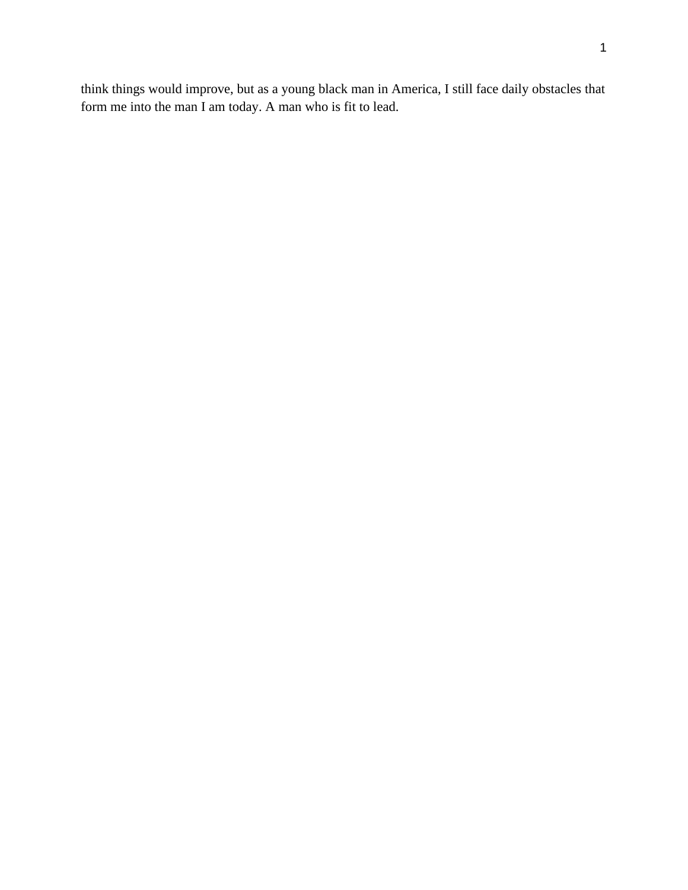think things would improve, but as a young black man in America, I still face daily obstacles that form me into the man I am today. A man who is fit to lead.